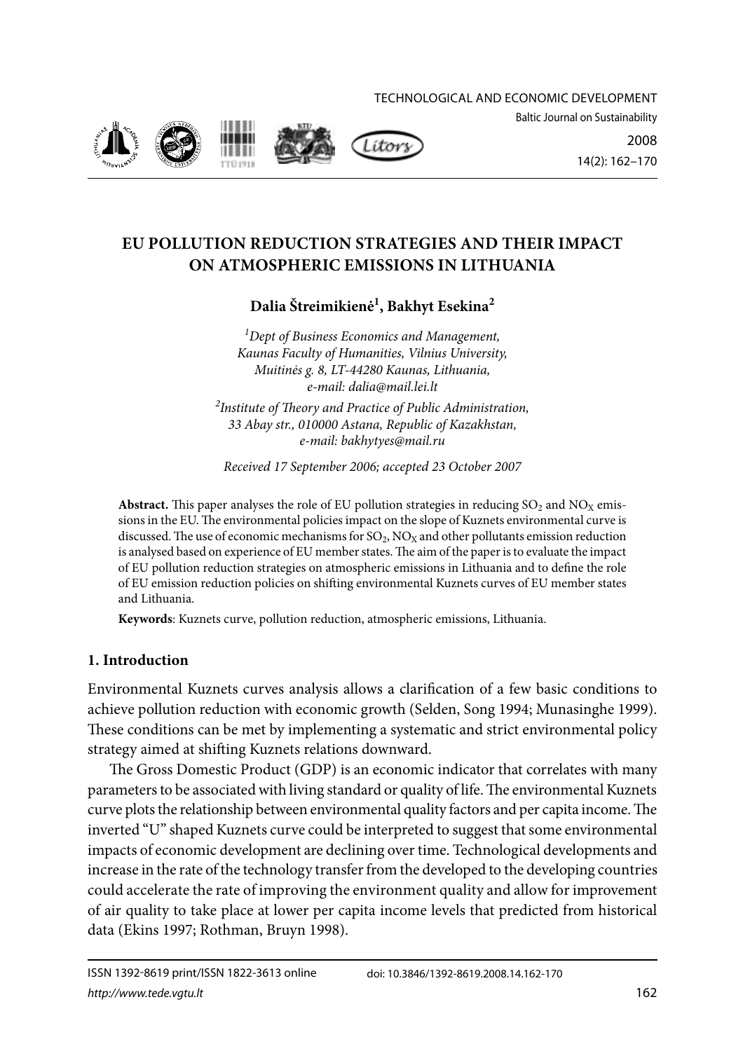# EU POLLUTION REDUCTION STRATEGIES AND THEIR IMPACT ON ATMOSPHERIC EMISSIONS IN LITHUANIA

**Dalia Štreimikienė[1], Bakhyt Esekina[2]**

*[1]Dept of Business Economics and Management, Kaunas Faculty of Humanities, Vilnius University, Muitinės g. 8, LT-44280 Kaunas, Lithuania, e-mail: dalia@mail.lei.lt*

*[2]Institute of Theory and Practice of Public Administration, 33 Abay str., 010000 Astana, Republic of Kazakhstan, e-mail: bakhytyes@mail.ru*

*Received 17 September 2006; accepted 23 October 2007*

**Abstract.** This paper analyses the role of EU pollution strategies in reducing $SO_2$ and $NO_X$ emissions in the EU. The environmental policies impact on the slope of Kuznets environmental curve is discussed. The use of economic mechanisms for $SO_2$, $NO_X$ and other pollutants emission reduction is analysed based on experience of EU member states. The aim of the paper is to evaluate the impact of EU pollution reduction strategies on atmospheric emissions in Lithuania and to define the role of EU emission reduction policies on shifting environmental Kuznets curves of EU member states and Lithuania.

**Keywords**: Kuznets curve, pollution reduction, atmospheric emissions, Lithuania.

## 1. Introduction

Environmental Kuznets curves analysis allows a clarification of a few basic conditions to achieve pollution reduction with economic growth (Selden, Song 1994; Munasinghe 1999). These conditions can be met by implementing a systematic and strict environmental policy strategy aimed at shifting Kuznets relations downward.

The Gross Domestic Product (GDP) is an economic indicator that correlates with many parameters to be associated with living standard or quality of life. The environmental Kuznets curve plots the relationship between environmental quality factors and per capita income. The inverted "U" shaped Kuznets curve could be interpreted to suggest that some environmental impacts of economic development are declining over time. Technological developments and increase in the rate of the technology transfer from the developed to the developing countries could accelerate the rate of improving the environment quality and allow for improvement of air quality to take place at lower per capita income levels that predicted from historical data (Ekins 1997; Rothman, Bruyn 1998).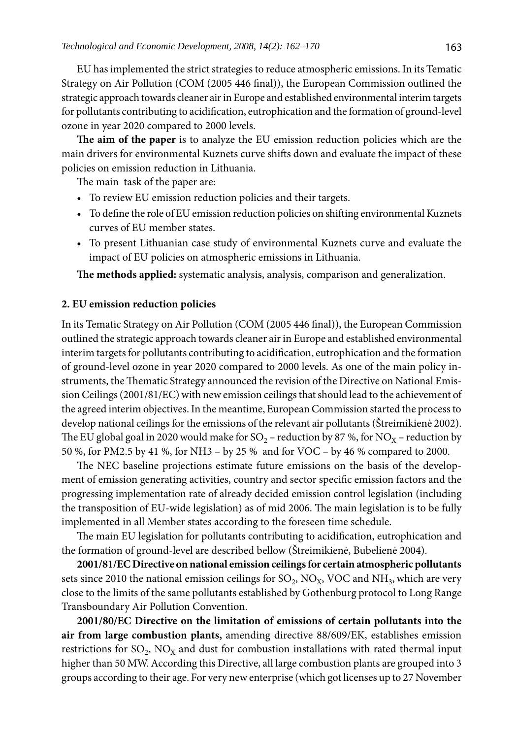EU has implemented the strict strategies to reduce atmospheric emissions. In its Tematic Strategy on Air Pollution (COM (2005 446 final)), the European Commission outlined the strategic approach towards cleaner air in Europe and established environmental interim targets for pollutants contributing to acidification, eutrophication and the formation of ground-level ozone in year 2020 compared to 2000 levels.

**The aim of the paper** is to analyze the EU emission reduction policies which are the main drivers for environmental Kuznets curve shifts down and evaluate the impact of these policies on emission reduction in Lithuania.

The main task of the paper are:

- To review EU emission reduction policies and their targets.
- To define the role of EU emission reduction policies on shifting environmental Kuznets curves of EU member states.
- To present Lithuanian case study of environmental Kuznets curve and evaluate the impact of EU policies on atmospheric emissions in Lithuania.

**The methods applied:** systematic analysis, analysis, comparison and generalization.

## 2. EU emission reduction policies

In its Tematic Strategy on Air Pollution (COM (2005 446 final)), the European Commission outlined the strategic approach towards cleaner air in Europe and established environmental interim targets for pollutants contributing to acidification, eutrophication and the formation of ground-level ozone in year 2020 compared to 2000 levels. As one of the main policy instruments, the Thematic Strategy announced the revision of the Directive on National Emission Ceilings (2001/81/EC) with new emission ceilings that should lead to the achievement of the agreed interim objectives. In the meantime, European Commission started the process to develop national ceilings for the emissions of the relevant air pollutants (Štreimikienė 2002). The EU global goal in 2020 would make for $SO_2$ – reduction by 87 %, for $NO_X$ – reduction by 50 %, for PM2.5 by 41 %, for NH3 – by 25 % and for VOC – by 46 % compared to 2000.

The NEC baseline projections estimate future emissions on the basis of the development of emission generating activities, country and sector specific emission factors and the progressing implementation rate of already decided emission control legislation (including the transposition of EU-wide legislation) as of mid 2006. The main legislation is to be fully implemented in all Member states according to the foreseen time schedule.

The main EU legislation for pollutants contributing to acidification, eutrophication and the formation of ground-level are described bellow (Štreimikienė, Bubelienė 2004).

**2001/81/EC Directive on national emission ceilings for certain atmospheric pollutants** sets since 2010 the national emission ceilings for $SO_2$, $NO_X$, VOC and $NH_3$, which are very close to the limits of the same pollutants established by Gothenburg protocol to Long Range Transboundary Air Pollution Convention.

**2001/80/EC Directive on the limitation of emissions of certain pollutants into the air from large combustion plants,** amending directive 88/609/EK, establishes emission restrictions for $SO_2$, $NO_X$ and dust for combustion installations with rated thermal input higher than 50 MW. According this Directive, all large combustion plants are grouped into 3 groups according to their age. For very new enterprise (which got licenses up to 27 November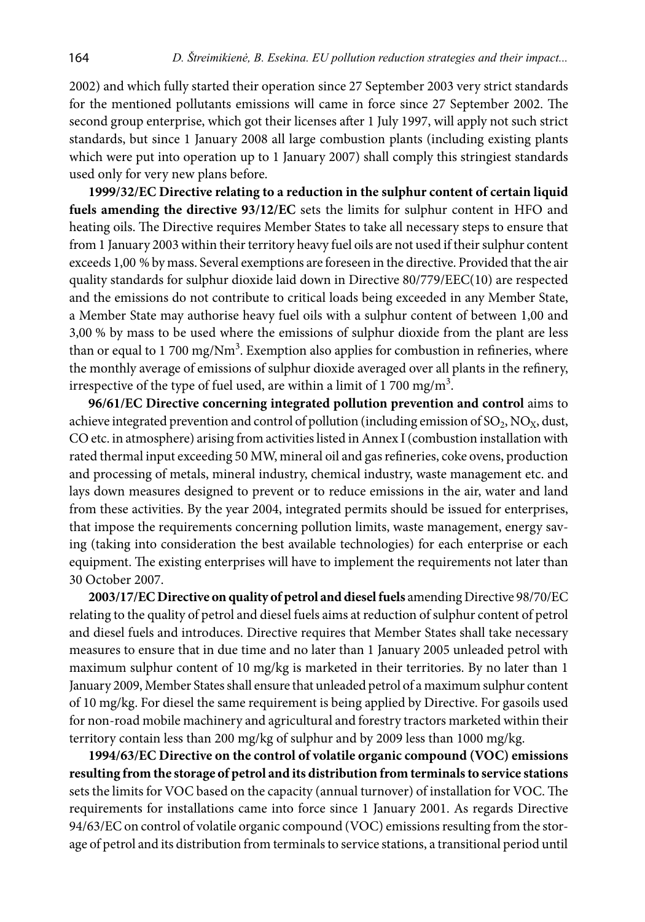2002) and which fully started their operation since 27 September 2003 very strict standards for the mentioned pollutants emissions will came in force since 27 September 2002. The second group enterprise, which got their licenses after 1 July 1997, will apply not such strict standards, but since 1 January 2008 all large combustion plants (including existing plants which were put into operation up to 1 January 2007) shall comply this stringiest standards used only for very new plans before.

**1999/32/EC Directive relating to a reduction in the sulphur content of certain liquid fuels amending the directive 93/12/EC** sets the limits for sulphur content in HFO and heating oils. The Directive requires Member States to take all necessary steps to ensure that from 1 January 2003 within their territory heavy fuel oils are not used if their sulphur content exceeds 1,00 % by mass. Several exemptions are foreseen in the directive. Provided that the air quality standards for sulphur dioxide laid down in Directive 80/779/EEC(10) are respected and the emissions do not contribute to critical loads being exceeded in any Member State, a Member State may authorise heavy fuel oils with a sulphur content of between 1,00 and 3,00 % by mass to be used where the emissions of sulphur dioxide from the plant are less than or equal to 1 700 mg/$Nm^3$. Exemption also applies for combustion in refineries, where the monthly average of emissions of sulphur dioxide averaged over all plants in the refinery, irrespective of the type of fuel used, are within a limit of 1 700 mg/$m^3$.

**96/61/EC Directive concerning integrated pollution prevention and control** aims to achieve integrated prevention and control of pollution (including emission of $SO_2$, $NO_X$, dust, CO etc. in atmosphere) arising from activities listed in Annex I (combustion installation with rated thermal input exceeding 50 MW, mineral oil and gas refineries, coke ovens, production and processing of metals, mineral industry, chemical industry, waste management etc. and lays down measures designed to prevent or to reduce emissions in the air, water and land from these activities. By the year 2004, integrated permits should be issued for enterprises, that impose the requirements concerning pollution limits, waste management, energy saving (taking into consideration the best available technologies) for each enterprise or each equipment. The existing enterprises will have to implement the requirements not later than 30 October 2007.

**2003/17/EC Directive on quality of petrol and diesel fuels** amending Directive 98/70/EC relating to the quality of petrol and diesel fuels aims at reduction of sulphur content of petrol and diesel fuels and introduces. Directive requires that Member States shall take necessary measures to ensure that in due time and no later than 1 January 2005 unleaded petrol with maximum sulphur content of 10 mg/kg is marketed in their territories. By no later than 1 January 2009, Member States shall ensure that unleaded petrol of a maximum sulphur content of 10 mg/kg. For diesel the same requirement is being applied by Directive. For gasoils used for non-road mobile machinery and agricultural and forestry tractors marketed within their territory contain less than 200 mg/kg of sulphur and by 2009 less than 1000 mg/kg.

**1994/63/EC Directive on the control of volatile organic compound (VOC) emissions resulting from the storage of petrol and its distribution from terminals to service stations** sets the limits for VOC based on the capacity (annual turnover) of installation for VOC. The requirements for installations came into force since 1 January 2001. As regards Directive 94/63/EC on control of volatile organic compound (VOC) emissions resulting from the storage of petrol and its distribution from terminals to service stations, a transitional period until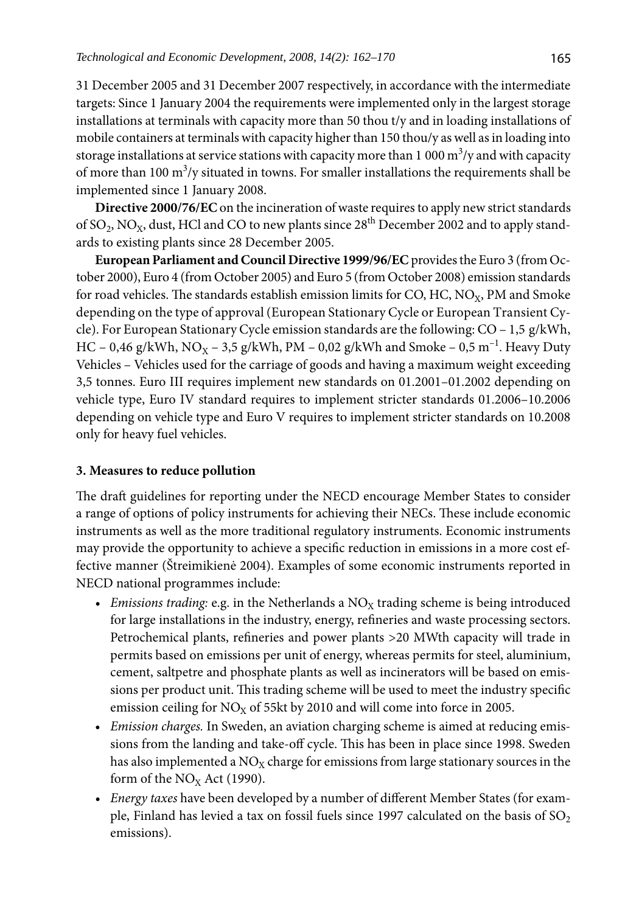31 December 2005 and 31 December 2007 respectively, in accordance with the intermediate targets: Since 1 January 2004 the requirements were implemented only in the largest storage installations at terminals with capacity more than 50 thou t/y and in loading installations of mobile containers at terminals with capacity higher than 150 thou/y as well as in loading into storage installations at service stations with capacity more than 1 000 $m^3$/y and with capacity of more than 100 $m^3$/y situated in towns. For smaller installations the requirements shall be implemented since 1 January 2008.

**Directive 2000/76/EC** on the incineration of waste requires to apply new strict standards of $SO_2$, $NO_X$, dust, HCl and CO to new plants since 28th December 2002 and to apply standards to existing plants since 28 December 2005.

**European Parliament and Council Directive 1999/96/EC** provides the Euro 3 (from October 2000), Euro 4 (from October 2005) and Euro 5 (from October 2008) emission standards for road vehicles. The standards establish emission limits for CO, HC, $NO_X$, PM and Smoke depending on the type of approval (European Stationary Cycle or European Transient Cycle). For European Stationary Cycle emission standards are the following: CO – 1,5 g/kWh, HC – 0,46 g/kWh, $NO_X$ – 3,5 g/kWh, PM – 0,02 g/kWh and Smoke – 0,5 $m^{-1}$. Heavy Duty Vehicles – Vehicles used for the carriage of goods and having a maximum weight exceeding 3,5 tonnes. Euro III requires implement new standards on 01.2001–01.2002 depending on vehicle type, Euro IV standard requires to implement stricter standards 01.2006–10.2006 depending on vehicle type and Euro V requires to implement stricter standards on 10.2008 only for heavy fuel vehicles.

### 3. Measures to reduce pollution

The draft guidelines for reporting under the NECD encourage Member States to consider a range of options of policy instruments for achieving their NECs. These include economic instruments as well as the more traditional regulatory instruments. Economic instruments may provide the opportunity to achieve a specific reduction in emissions in a more cost effective manner (Štreimikienė 2004). Examples of some economic instruments reported in NECD national programmes include:

- *Emissions trading:* e.g. in the Netherlands a $NO_X$ trading scheme is being introduced for large installations in the industry, energy, refineries and waste processing sectors. Petrochemical plants, refineries and power plants >20 MWth capacity will trade in permits based on emissions per unit of energy, whereas permits for steel, aluminium, cement, saltpetre and phosphate plants as well as incinerators will be based on emissions per product unit. This trading scheme will be used to meet the industry specific emission ceiling for $NO_X$ of 55kt by 2010 and will come into force in 2005.
- *Emission charges.* In Sweden, an aviation charging scheme is aimed at reducing emissions from the landing and take-off cycle. This has been in place since 1998. Sweden has also implemented a $NO_X$ charge for emissions from large stationary sources in the form of the $NO_X$ Act (1990).
- *Energy taxes* have been developed by a number of different Member States (for example, Finland has levied a tax on fossil fuels since 1997 calculated on the basis of $SO_2$ emissions).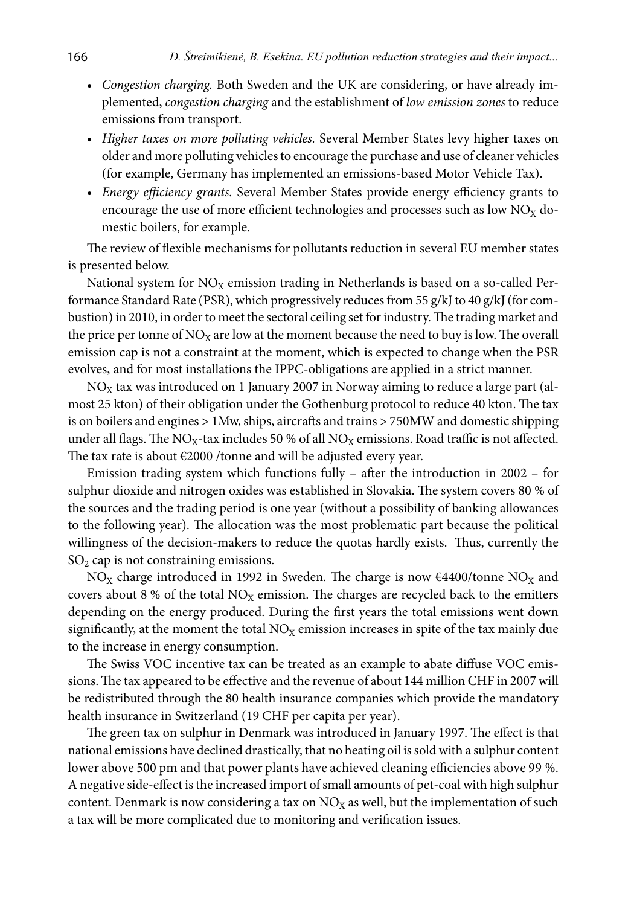- *Congestion charging.* Both Sweden and the UK are considering, or have already implemented, *congestion charging* and the establishment of *low emission zones* to reduce emissions from transport.
- *Higher taxes on more polluting vehicles.* Several Member States levy higher taxes on older and more polluting vehicles to encourage the purchase and use of cleaner vehicles (for example, Germany has implemented an emissions-based Motor Vehicle Tax).
- *Energy efficiency grants.* Several Member States provide energy efficiency grants to encourage the use of more efficient technologies and processes such as low $NO_X$ domestic boilers, for example.

The review of flexible mechanisms for pollutants reduction in several EU member states is presented below.

National system for $NO_X$ emission trading in Netherlands is based on a so-called Performance Standard Rate (PSR), which progressively reduces from 55 g/kJ to 40 g/kJ (for combustion) in 2010, in order to meet the sectoral ceiling set for industry. The trading market and the price per tonne of $NO_X$ are low at the moment because the need to buy is low. The overall emission cap is not a constraint at the moment, which is expected to change when the PSR evolves, and for most installations the IPPC-obligations are applied in a strict manner.

$NO_X$ tax was introduced on 1 January 2007 in Norway aiming to reduce a large part (almost 25 kton) of their obligation under the Gothenburg protocol to reduce 40 kton. The tax is on boilers and engines > 1Mw, ships, aircrafts and trains > 750MW and domestic shipping under all flags. The $NO_X$-tax includes 50 % of all $NO_X$ emissions. Road traffic is not affected. The tax rate is about €2000 /tonne and will be adjusted every year.

Emission trading system which functions fully – after the introduction in 2002 – for sulphur dioxide and nitrogen oxides was established in Slovakia. The system covers 80 % of the sources and the trading period is one year (without a possibility of banking allowances to the following year). The allocation was the most problematic part because the political willingness of the decision-makers to reduce the quotas hardly exists. Thus, currently the $SO_2$ cap is not constraining emissions.

$NO_X$ charge introduced in 1992 in Sweden. The charge is now €4400/tonne $NO_X$ and covers about 8 % of the total $NO_X$ emission. The charges are recycled back to the emitters depending on the energy produced. During the first years the total emissions went down significantly, at the moment the total $NO_X$ emission increases in spite of the tax mainly due to the increase in energy consumption.

The Swiss VOC incentive tax can be treated as an example to abate diffuse VOC emissions. The tax appeared to be effective and the revenue of about 144 million CHF in 2007 will be redistributed through the 80 health insurance companies which provide the mandatory health insurance in Switzerland (19 CHF per capita per year).

The green tax on sulphur in Denmark was introduced in January 1997. The effect is that national emissions have declined drastically, that no heating oil is sold with a sulphur content lower above 500 pm and that power plants have achieved cleaning efficiencies above 99 %. A negative side-effect is the increased import of small amounts of pet-coal with high sulphur content. Denmark is now considering a tax on $NO_X$ as well, but the implementation of such a tax will be more complicated due to monitoring and verification issues.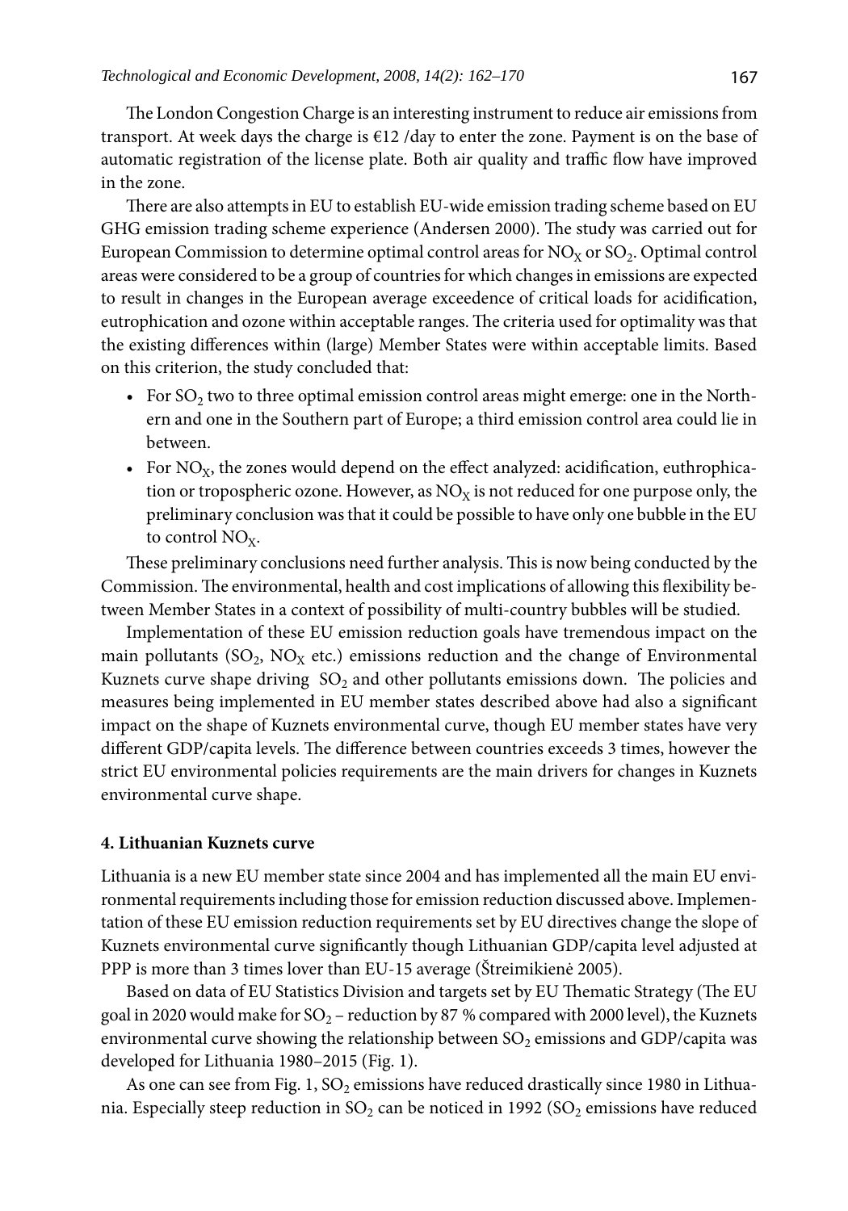The London Congestion Charge is an interesting instrument to reduce air emissions from transport. At week days the charge is €12 /day to enter the zone. Payment is on the base of automatic registration of the license plate. Both air quality and traffic flow have improved in the zone.

There are also attempts in EU to establish EU-wide emission trading scheme based on EU GHG emission trading scheme experience (Andersen 2000). The study was carried out for European Commission to determine optimal control areas for $NO_X$ or $SO_2$. Optimal control areas were considered to be a group of countries for which changes in emissions are expected to result in changes in the European average exceedence of critical loads for acidification, eutrophication and ozone within acceptable ranges. The criteria used for optimality was that the existing differences within (large) Member States were within acceptable limits. Based on this criterion, the study concluded that:

- For $SO_2$ two to three optimal emission control areas might emerge: one in the Northern and one in the Southern part of Europe; a third emission control area could lie in between.
- For $NO_X$, the zones would depend on the effect analyzed: acidification, euthrophication or tropospheric ozone. However, as $NO_X$ is not reduced for one purpose only, the preliminary conclusion was that it could be possible to have only one bubble in the EU to control $NO_X$.

These preliminary conclusions need further analysis. This is now being conducted by the Commission. The environmental, health and cost implications of allowing this flexibility between Member States in a context of possibility of multi-country bubbles will be studied.

Implementation of these EU emission reduction goals have tremendous impact on the main pollutants ($SO_2$, $NO_X$ etc.) emissions reduction and the change of Environmental Kuznets curve shape driving $SO_2$ and other pollutants emissions down. The policies and measures being implemented in EU member states described above had also a significant impact on the shape of Kuznets environmental curve, though EU member states have very different GDP/capita levels. The difference between countries exceeds 3 times, however the strict EU environmental policies requirements are the main drivers for changes in Kuznets environmental curve shape.

## 4. Lithuanian Kuznets curve

Lithuania is a new EU member state since 2004 and has implemented all the main EU environmental requirements including those for emission reduction discussed above. Implementation of these EU emission reduction requirements set by EU directives change the slope of Kuznets environmental curve significantly though Lithuanian GDP/capita level adjusted at PPP is more than 3 times lover than EU-15 average (Štreimikienė 2005).

Based on data of EU Statistics Division and targets set by EU Thematic Strategy (The EU goal in 2020 would make for $SO_2$ – reduction by 87 % compared with 2000 level), the Kuznets environmental curve showing the relationship between $SO_2$ emissions and GDP/capita was developed for Lithuania 1980–2015 (Fig. 1).

As one can see from Fig. 1, $SO_2$ emissions have reduced drastically since 1980 in Lithuania. Especially steep reduction in $SO_2$ can be noticed in 1992 ($SO_2$ emissions have reduced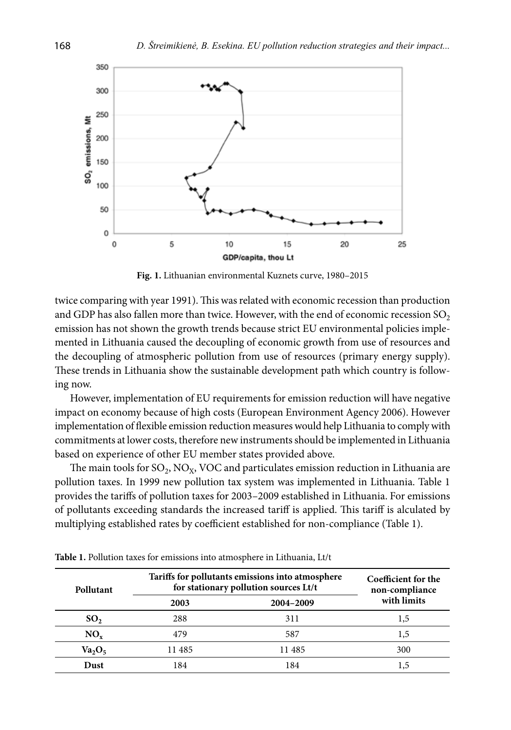**Fig. 1.** Lithuanian environmental Kuznets curve, 1980–2015

twice comparing with year 1991). This was related with economic recession than production and GDP has also fallen more than twice. However, with the end of economic recession $SO_2$ emission has not shown the growth trends because strict EU environmental policies implemented in Lithuania caused the decoupling of economic growth from use of resources and the decoupling of atmospheric pollution from use of resources (primary energy supply). These trends in Lithuania show the sustainable development path which country is following now.

However, implementation of EU requirements for emission reduction will have negative impact on economy because of high costs (European Environment Agency 2006). However implementation of flexible emission reduction measures would help Lithuania to comply with commitments at lower costs, therefore new instruments should be implemented in Lithuania based on experience of other EU member states provided above.

The main tools for $SO_2$, $NO_X$, VOC and particulates emission reduction in Lithuania are pollution taxes. In 1999 new pollution tax system was implemented in Lithuania. Table 1 provides the tariffs of pollution taxes for 2003–2009 established in Lithuania. For emissions of pollutants exceeding standards the increased tariff is applied. This tariff is alculated by multiplying established rates by coefficient established for non-compliance (Table 1).

**Table 1.** Pollution taxes for emissions into atmosphere in Lithuania, Lt/t

| Pollutant | Tariffs for pollutants emissions into atmosphere for stationary pollution sources Lt/t | | Coefficient for the non-compliance with limits |
|---|---|---|---|
| | 2003 | 2004–2009 | |
| **$SO_2$** | 288 | 311 | 1,5 |
| **$NO_x$** | 479 | 587 | 1,5 |
| **$Va_2O_5$** | 11 485 | 11 485 | 300 |
| **Dust** | 184 | 184 | 1,5 |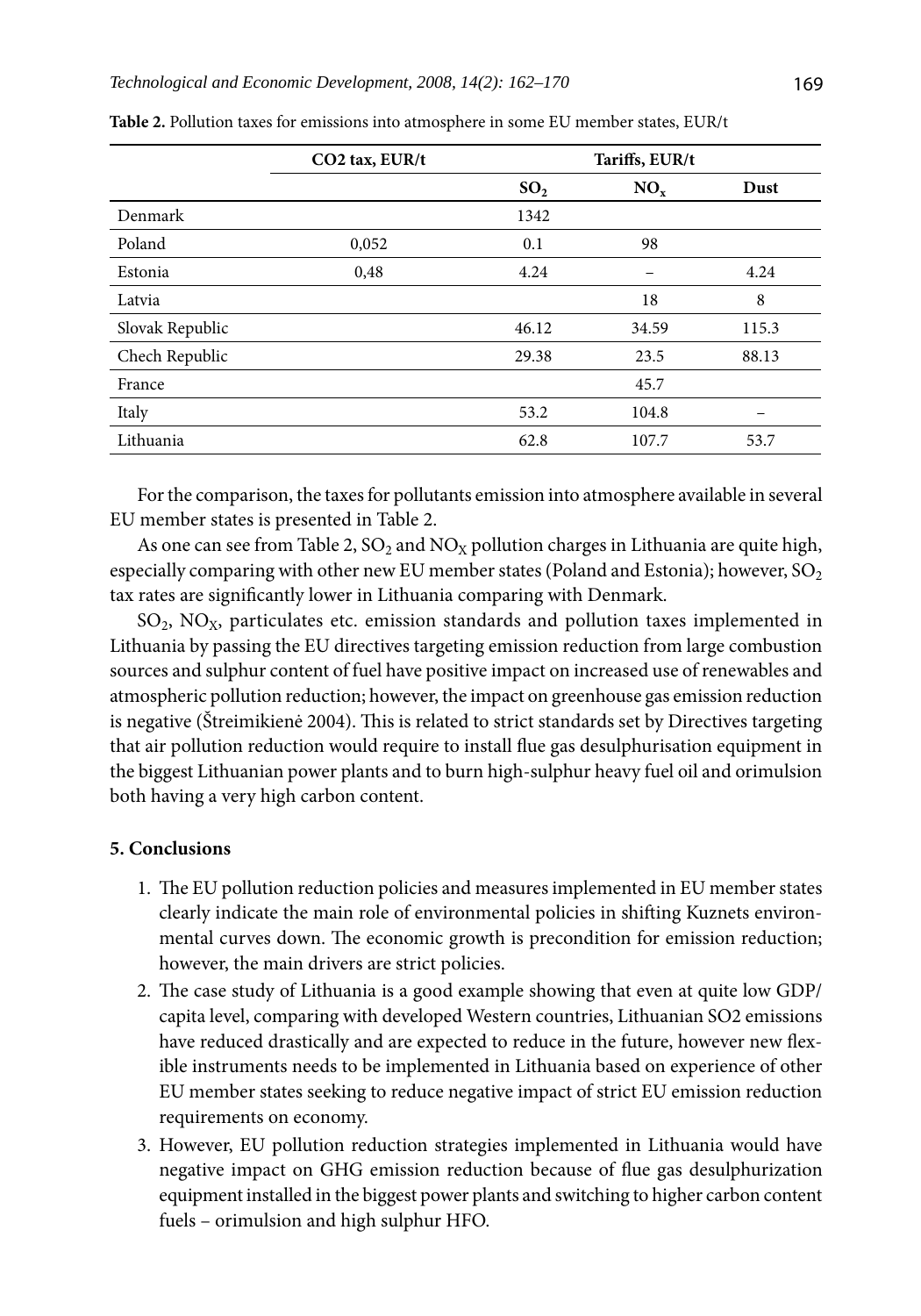**Table 2.** Pollution taxes for emissions into atmosphere in some EU member states, EUR/t

| | CO2 tax, EUR/t | Tariffs, EUR/t | | |
|---|---|---|---|---|
| | | $SO_2$ | $NO_x$ | Dust |
| Denmark | | 1342 | | |
| Poland | 0,052 | 0.1 | 98 | |
| Estonia | 0,48 | 4.24 | – | 4.24 |
| Latvia | | | 18 | 8 |
| Slovak Republic | | 46.12 | 34.59 | 115.3 |
| Chech Republic | | 29.38 | 23.5 | 88.13 |
| France | | | 45.7 | |
| Italy | | 53.2 | 104.8 | – |
| Lithuania | | 62.8 | 107.7 | 53.7 |

For the comparison, the taxes for pollutants emission into atmosphere available in several EU member states is presented in Table 2.

As one can see from Table 2, $SO_2$ and $NO_X$ pollution charges in Lithuania are quite high, especially comparing with other new EU member states (Poland and Estonia); however, $SO_2$ tax rates are significantly lower in Lithuania comparing with Denmark.

$SO_2$, $NO_X$, particulates etc. emission standards and pollution taxes implemented in Lithuania by passing the EU directives targeting emission reduction from large combustion sources and sulphur content of fuel have positive impact on increased use of renewables and atmospheric pollution reduction; however, the impact on greenhouse gas emission reduction is negative (Štreimikienė 2004). This is related to strict standards set by Directives targeting that air pollution reduction would require to install flue gas desulphurisation equipment in the biggest Lithuanian power plants and to burn high-sulphur heavy fuel oil and orimulsion both having a very high carbon content.

## 5. Conclusions

1. The EU pollution reduction policies and measures implemented in EU member states clearly indicate the main role of environmental policies in shifting Kuznets environmental curves down. The economic growth is precondition for emission reduction; however, the main drivers are strict policies.
2. The case study of Lithuania is a good example showing that even at quite low GDP/capita level, comparing with developed Western countries, Lithuanian SO2 emissions have reduced drastically and are expected to reduce in the future, however new flexible instruments needs to be implemented in Lithuania based on experience of other EU member states seeking to reduce negative impact of strict EU emission reduction requirements on economy.
3. However, EU pollution reduction strategies implemented in Lithuania would have negative impact on GHG emission reduction because of flue gas desulphurization equipment installed in the biggest power plants and switching to higher carbon content fuels – orimulsion and high sulphur HFO.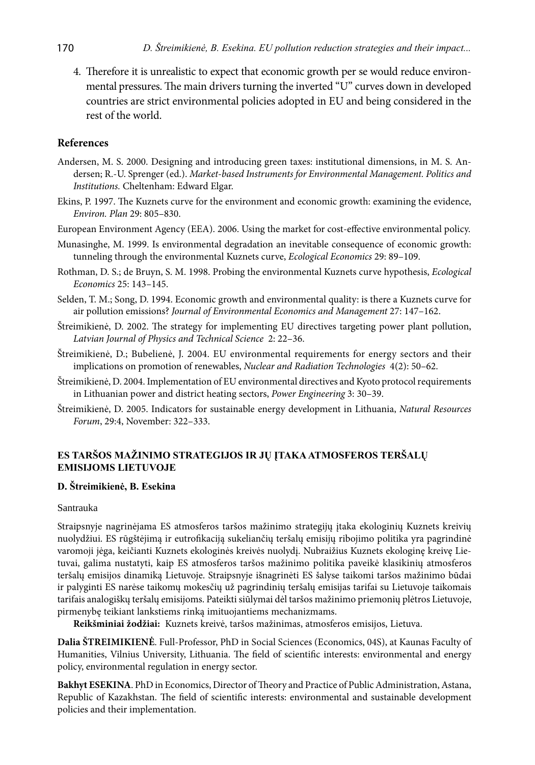4. Therefore it is unrealistic to expect that economic growth per se would reduce environmental pressures. The main drivers turning the inverted "U" curves down in developed countries are strict environmental policies adopted in EU and being considered in the rest of the world.

## References

Andersen, M. S. 2000. Designing and introducing green taxes: institutional dimensions, in M. S. Andersen; R.-U. Sprenger (ed.). *Market-based Instruments for Environmental Management. Politics and Institutions.* Cheltenham: Edward Elgar.

Ekins, P. 1997. The Kuznets curve for the environment and economic growth: examining the evidence, *Environ. Plan* 29: 805–830.

European Environment Agency (EEA). 2006. Using the market for cost-effective environmental policy.

Munasinghe, M. 1999. Is environmental degradation an inevitable consequence of economic growth: tunneling through the environmental Kuznets curve, *Ecological Economics* 29: 89–109.

Rothman, D. S.; de Bruyn, S. M. 1998. Probing the environmental Kuznets curve hypothesis, *Ecological Economics* 25: 143–145.

Selden, T. M.; Song, D. 1994. Economic growth and environmental quality: is there a Kuznets curve for air pollution emissions? *Journal of Environmental Economics and Management* 27: 147–162.

Štreimikienė, D. 2002. The strategy for implementing EU directives targeting power plant pollution, *Latvian Journal of Physics and Technical Science* 2: 22–36.

Štreimikienė, D.; Bubelienė, J. 2004. EU environmental requirements for energy sectors and their implications on promotion of renewables, *Nuclear and Radiation Technologies* 4(2): 50–62.

Štreimikienė, D. 2004. Implementation of EU environmental directives and Kyoto protocol requirements in Lithuanian power and district heating sectors, *Power Engineering* 3: 30–39.

Štreimikienė, D. 2005. Indicators for sustainable energy development in Lithuania, *Natural Resources Forum*, 29:4, November: 322–333.

## ES TARŠOS MAŽINIMO STRATEGIJOS IR JŲ ĮTAKA ATMOSFEROS TERŠALŲ EMISIJOMS LIETUVOJE

**D. Štreimikienė, B. Esekina**

Santrauka

Straipsnyje nagrinėjama ES atmosferos taršos mažinimo strategijų įtaka ekologinių Kuznets kreivių nuolydžiui. ES rūgštėjimą ir eutrofikaciją sukeliančių teršalų emisijų ribojimo politika yra pagrindinė varomoji jėga, keičianti Kuznets ekologinės kreivės nuolydį. Nubraižius Kuznets ekologinę kreivę Lietuvai, galima nustatyti, kaip ES atmosferos taršos mažinimo politika paveikė klasikinių atmosferos teršalų emisijos dinamiką Lietuvoje. Straipsnyje išnagrinėti ES šalyse taikomi taršos mažinimo būdai ir palyginti ES narėse taikomų mokesčių už pagrindinių teršalų emisijas tarifai su Lietuvoje taikomais tarifais analogiškų teršalų emisijoms. Pateikti siūlymai dėl taršos mažinimo priemonių plėtros Lietuvoje, pirmenybę teikiant lankstiems rinką imituojantiems mechanizmams.

**Reikšminiai žodžiai:** Kuznets kreivė, taršos mažinimas, atmosferos emisijos, Lietuva.

**Dalia ŠTREIMIKIENĖ**. Full-Professor, PhD in Social Sciences (Economics, 04S), at Kaunas Faculty of Humanities, Vilnius University, Lithuania. The field of scientific interests: environmental and energy policy, environmental regulation in energy sector.

**Bakhyt ESEKINA**. PhD in Economics, Director of Theory and Practice of Public Administration, Astana, Republic of Kazakhstan. The field of scientific interests: environmental and sustainable development policies and their implementation.